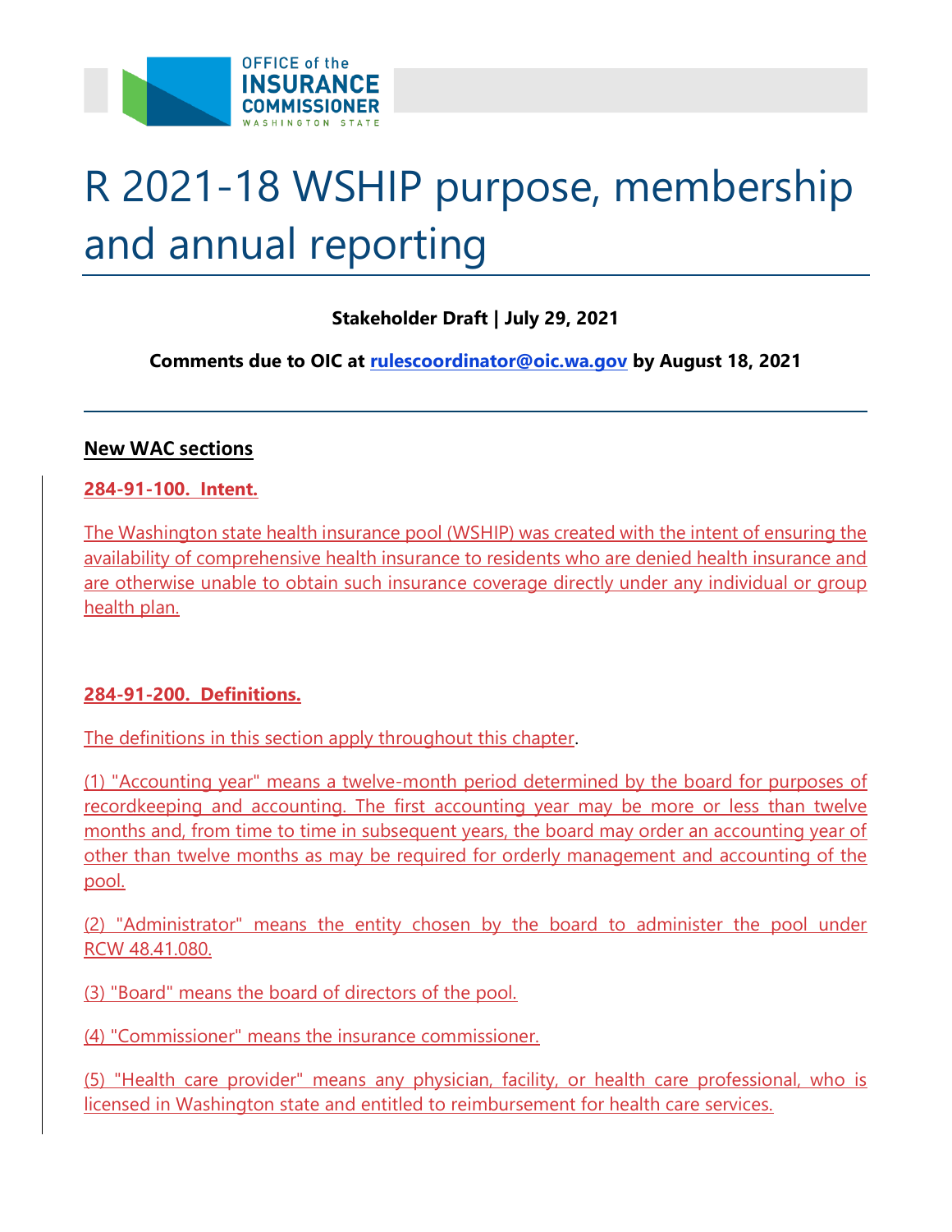# R 2021-18 WSHIP purpose, membership and annual reporting

**Stakeholder Draft | July 29, 2021**

**Comments due to OIC at rulescoordinator@oic.wa.gov by August 18, 2021**

---

**New WAC sections**

**284-91-100. Intent.**

The Washington state health insurance pool (WSHIP) was created with the intent of ensuring the availability of comprehensive health insurance to residents who are denied health insurance and are otherwise unable to obtain such insurance coverage directly under any individual or group health plan.

**284-91-200. Definitions.**

The definitions in this section apply throughout this chapter.

(1) "Accounting year" means a twelve-month period determined by the board for purposes of recordkeeping and accounting. The first accounting year may be more or less than twelve months and, from time to time in subsequent years, the board may order an accounting year of other than twelve months as may be required for orderly management and accounting of the pool.

(2) "Administrator" means the entity chosen by the board to administer the pool under RCW 48.41.080.

(3) "Board" means the board of directors of the pool.

(4) "Commissioner" means the insurance commissioner.

(5) "Health care provider" means any physician, facility, or health care professional, who is licensed in Washington state and entitled to reimbursement for health care services.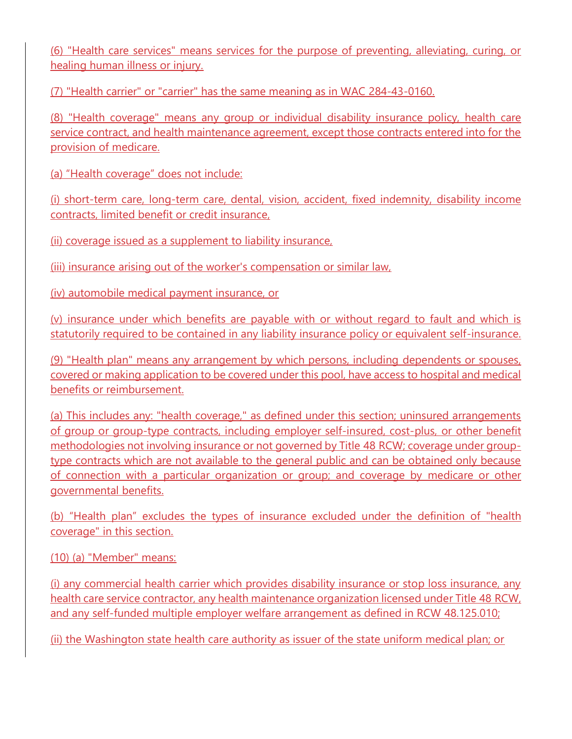(6) "Health care services" means services for the purpose of preventing, alleviating, curing, or healing human illness or injury.

(7) "Health carrier" or "carrier" has the same meaning as in WAC 284-43-0160.

(8) "Health coverage" means any group or individual disability insurance policy, health care service contract, and health maintenance agreement, except those contracts entered into for the provision of medicare.

(a) “Health coverage” does not include:

(i) short-term care, long-term care, dental, vision, accident, fixed indemnity, disability income contracts, limited benefit or credit insurance,

(ii) coverage issued as a supplement to liability insurance,

(iii) insurance arising out of the worker's compensation or similar law,

(iv) automobile medical payment insurance, or

(v) insurance under which benefits are payable with or without regard to fault and which is statutorily required to be contained in any liability insurance policy or equivalent self-insurance.

(9) "Health plan" means any arrangement by which persons, including dependents or spouses, covered or making application to be covered under this pool, have access to hospital and medical benefits or reimbursement.

(a) This includes any: "health coverage," as defined under this section; uninsured arrangements of group or group-type contracts, including employer self-insured, cost-plus, or other benefit methodologies not involving insurance or not governed by Title 48 RCW; coverage under group-type contracts which are not available to the general public and can be obtained only because of connection with a particular organization or group; and coverage by medicare or other governmental benefits.

(b) “Health plan” excludes the types of insurance excluded under the definition of "health coverage" in this section.

(10) (a) "Member" means:

(i) any commercial health carrier which provides disability insurance or stop loss insurance, any health care service contractor, any health maintenance organization licensed under Title 48 RCW, and any self-funded multiple employer welfare arrangement as defined in RCW 48.125.010;

(ii) the Washington state health care authority as issuer of the state uniform medical plan; or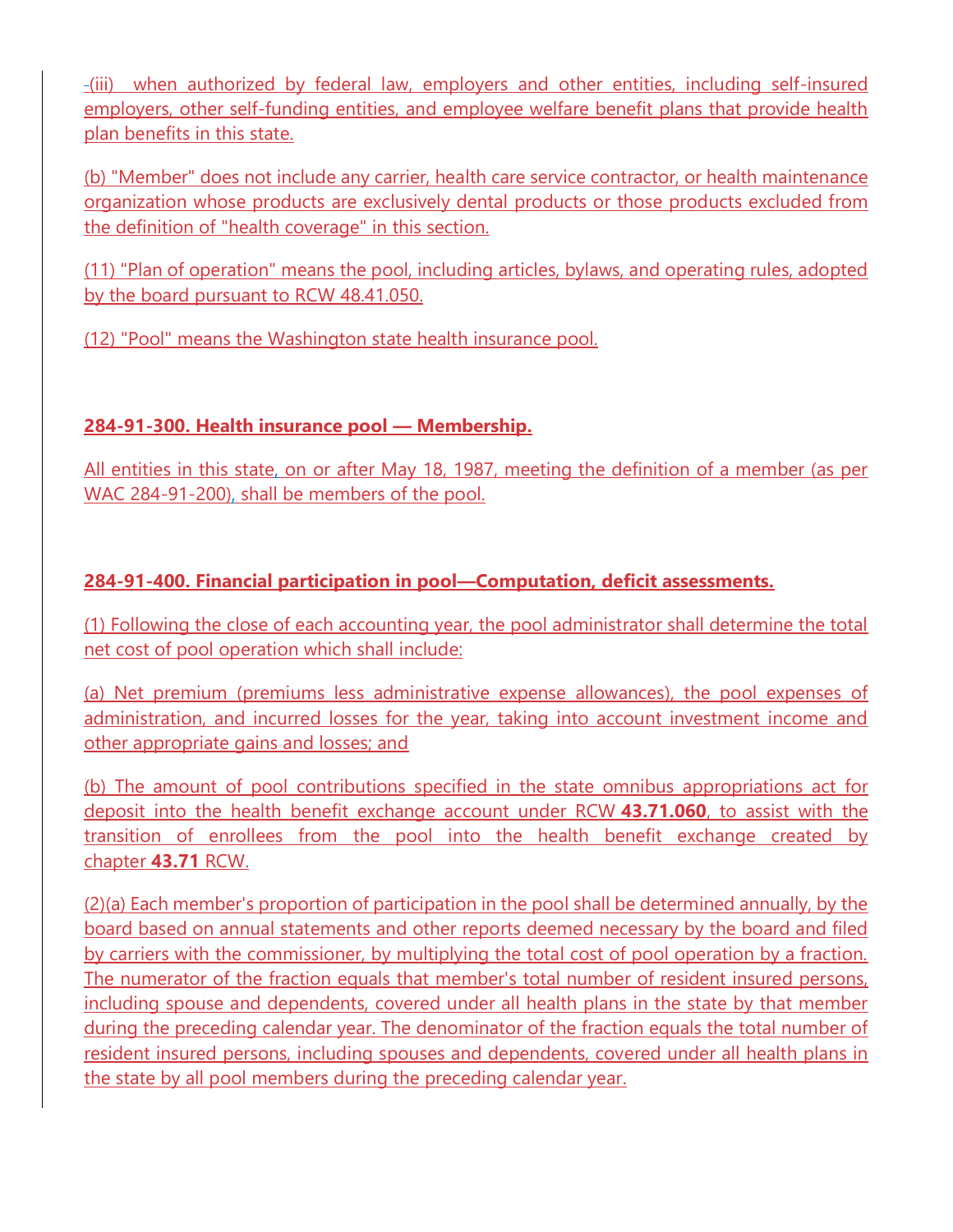(iii) when authorized by federal law, employers and other entities, including self-insured employers, other self-funding entities, and employee welfare benefit plans that provide health plan benefits in this state.

(b) "Member" does not include any carrier, health care service contractor, or health maintenance organization whose products are exclusively dental products or those products excluded from the definition of "health coverage" in this section.

(11) "Plan of operation" means the pool, including articles, bylaws, and operating rules, adopted by the board pursuant to RCW 48.41.050.

(12) "Pool" means the Washington state health insurance pool.

**284-91-300. Health insurance pool — Membership.**

All entities in this state, on or after May 18, 1987, meeting the definition of a member (as per WAC 284-91-200), shall be members of the pool.

**284-91-400. Financial participation in pool—Computation, deficit assessments.**

(1) Following the close of each accounting year, the pool administrator shall determine the total net cost of pool operation which shall include:

(a) Net premium (premiums less administrative expense allowances), the pool expenses of administration, and incurred losses for the year, taking into account investment income and other appropriate gains and losses; and

(b) The amount of pool contributions specified in the state omnibus appropriations act for deposit into the health benefit exchange account under RCW **43.71.060**, to assist with the transition of enrollees from the pool into the health benefit exchange created by chapter **43.71** RCW.

(2)(a) Each member's proportion of participation in the pool shall be determined annually, by the board based on annual statements and other reports deemed necessary by the board and filed by carriers with the commissioner, by multiplying the total cost of pool operation by a fraction. The numerator of the fraction equals that member's total number of resident insured persons, including spouse and dependents, covered under all health plans in the state by that member during the preceding calendar year. The denominator of the fraction equals the total number of resident insured persons, including spouses and dependents, covered under all health plans in the state by all pool members during the preceding calendar year.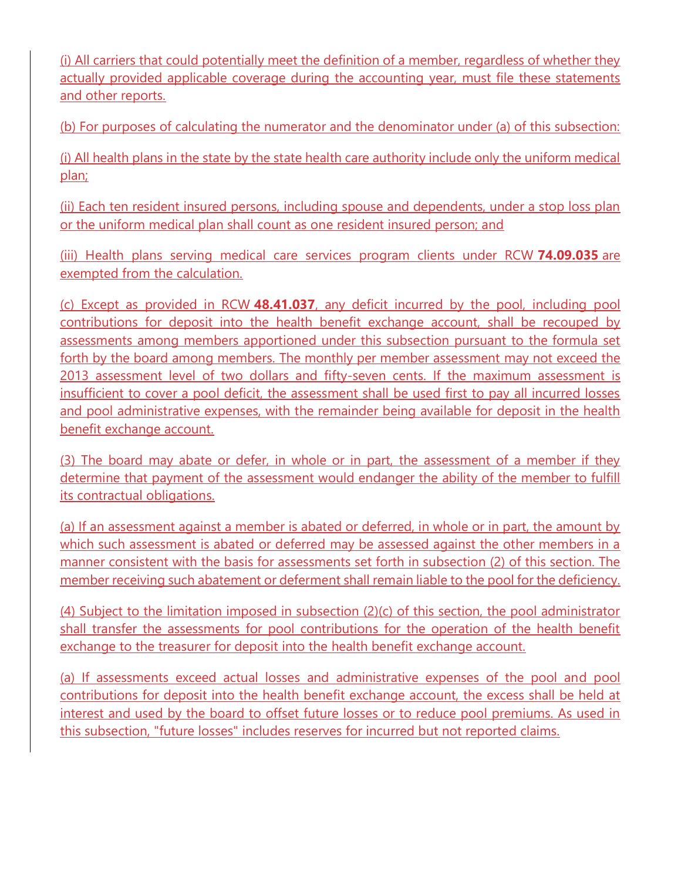(i) All carriers that could potentially meet the definition of a member, regardless of whether they actually provided applicable coverage during the accounting year, must file these statements and other reports.

(b) For purposes of calculating the numerator and the denominator under (a) of this subsection:

(i) All health plans in the state by the state health care authority include only the uniform medical plan;

(ii) Each ten resident insured persons, including spouse and dependents, under a stop loss plan or the uniform medical plan shall count as one resident insured person; and

(iii) Health plans serving medical care services program clients under RCW **74.09.035** are exempted from the calculation.

(c) Except as provided in RCW **48.41.037**, any deficit incurred by the pool, including pool contributions for deposit into the health benefit exchange account, shall be recouped by assessments among members apportioned under this subsection pursuant to the formula set forth by the board among members. The monthly per member assessment may not exceed the 2013 assessment level of two dollars and fifty-seven cents. If the maximum assessment is insufficient to cover a pool deficit, the assessment shall be used first to pay all incurred losses and pool administrative expenses, with the remainder being available for deposit in the health benefit exchange account.

(3) The board may abate or defer, in whole or in part, the assessment of a member if they determine that payment of the assessment would endanger the ability of the member to fulfill its contractual obligations.

(a) If an assessment against a member is abated or deferred, in whole or in part, the amount by which such assessment is abated or deferred may be assessed against the other members in a manner consistent with the basis for assessments set forth in subsection (2) of this section. The member receiving such abatement or deferment shall remain liable to the pool for the deficiency.

(4) Subject to the limitation imposed in subsection (2)(c) of this section, the pool administrator shall transfer the assessments for pool contributions for the operation of the health benefit exchange to the treasurer for deposit into the health benefit exchange account.

(a) If assessments exceed actual losses and administrative expenses of the pool and pool contributions for deposit into the health benefit exchange account, the excess shall be held at interest and used by the board to offset future losses or to reduce pool premiums. As used in this subsection, "future losses" includes reserves for incurred but not reported claims.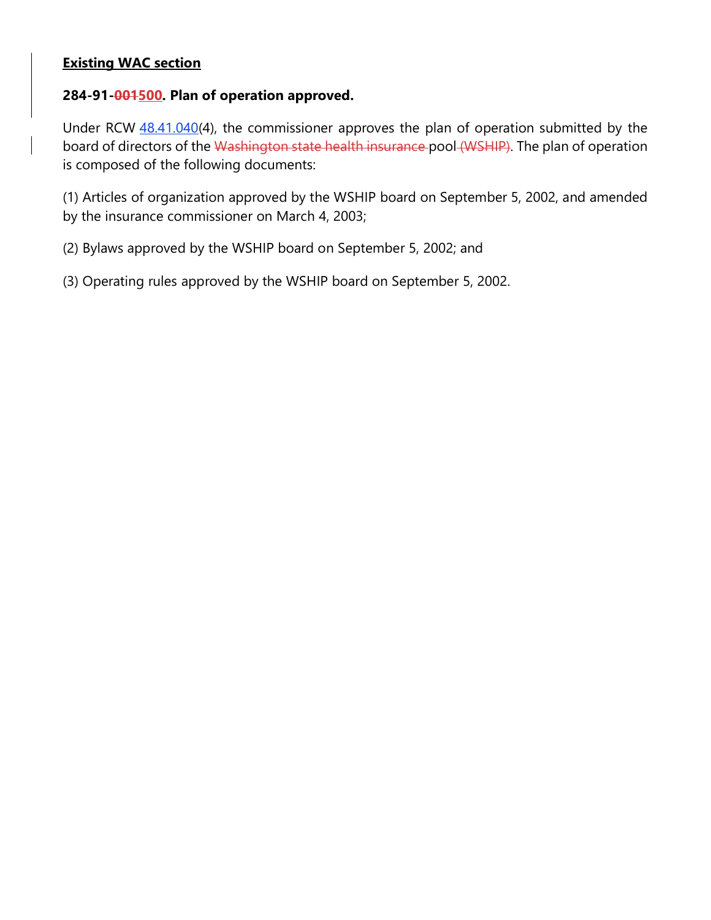**Existing WAC section**

**284-91-~~001~~500. Plan of operation approved.**

Under RCW 48.41.040(4), the commissioner approves the plan of operation submitted by the board of directors of the ~~Washington state health insurance~~ pool ~~(WSHIP)~~. The plan of operation is composed of the following documents:

(1) Articles of organization approved by the WSHIP board on September 5, 2002, and amended by the insurance commissioner on March 4, 2003;

(2) Bylaws approved by the WSHIP board on September 5, 2002; and

(3) Operating rules approved by the WSHIP board on September 5, 2002.